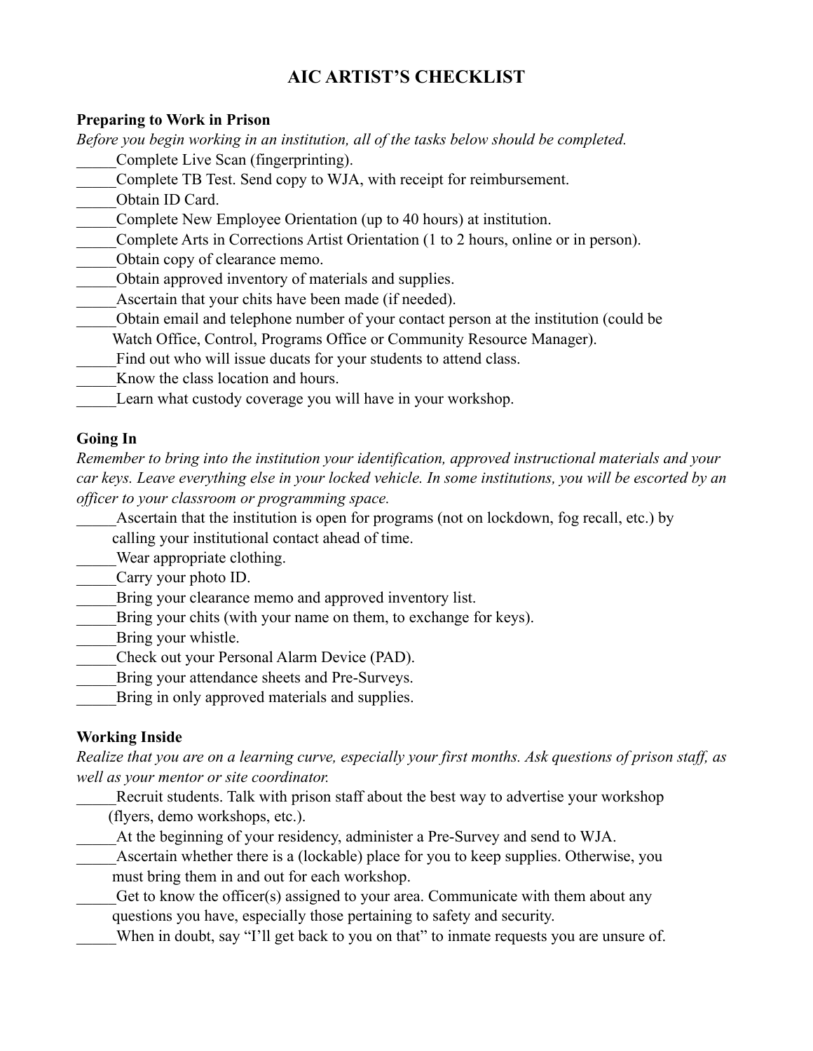# AIC ARTIST'S CHECKLIST

**Preparing to Work in Prison**

*Before you begin working in an institution, all of the tasks below should be completed.*

_____Complete Live Scan (fingerprinting).

_____Complete TB Test. Send copy to WJA, with receipt for reimbursement.

_____Obtain ID Card.

_____Complete New Employee Orientation (up to 40 hours) at institution.

_____Complete Arts in Corrections Artist Orientation (1 to 2 hours, online or in person).

_____Obtain copy of clearance memo.

_____Obtain approved inventory of materials and supplies.

_____Ascertain that your chits have been made (if needed).

_____Obtain email and telephone number of your contact person at the institution (could be Watch Office, Control, Programs Office or Community Resource Manager).

_____Find out who will issue ducats for your students to attend class.

_____Know the class location and hours.

_____Learn what custody coverage you will have in your workshop.

**Going In**

*Remember to bring into the institution your identification, approved instructional materials and your car keys. Leave everything else in your locked vehicle. In some institutions, you will be escorted by an officer to your classroom or programming space.*

_____Ascertain that the institution is open for programs (not on lockdown, fog recall, etc.) by calling your institutional contact ahead of time.

_____Wear appropriate clothing.

_____Carry your photo ID.

_____Bring your clearance memo and approved inventory list.

_____Bring your chits (with your name on them, to exchange for keys).

_____Bring your whistle.

_____Check out your Personal Alarm Device (PAD).

_____Bring your attendance sheets and Pre-Surveys.

_____Bring in only approved materials and supplies.

**Working Inside**

*Realize that you are on a learning curve, especially your first months. Ask questions of prison staff, as well as your mentor or site coordinator.*

_____Recruit students. Talk with prison staff about the best way to advertise your workshop (flyers, demo workshops, etc.).

_____At the beginning of your residency, administer a Pre-Survey and send to WJA.

_____Ascertain whether there is a (lockable) place for you to keep supplies. Otherwise, you must bring them in and out for each workshop.

_____Get to know the officer(s) assigned to your area. Communicate with them about any questions you have, especially those pertaining to safety and security.

_____When in doubt, say "I'll get back to you on that" to inmate requests you are unsure of.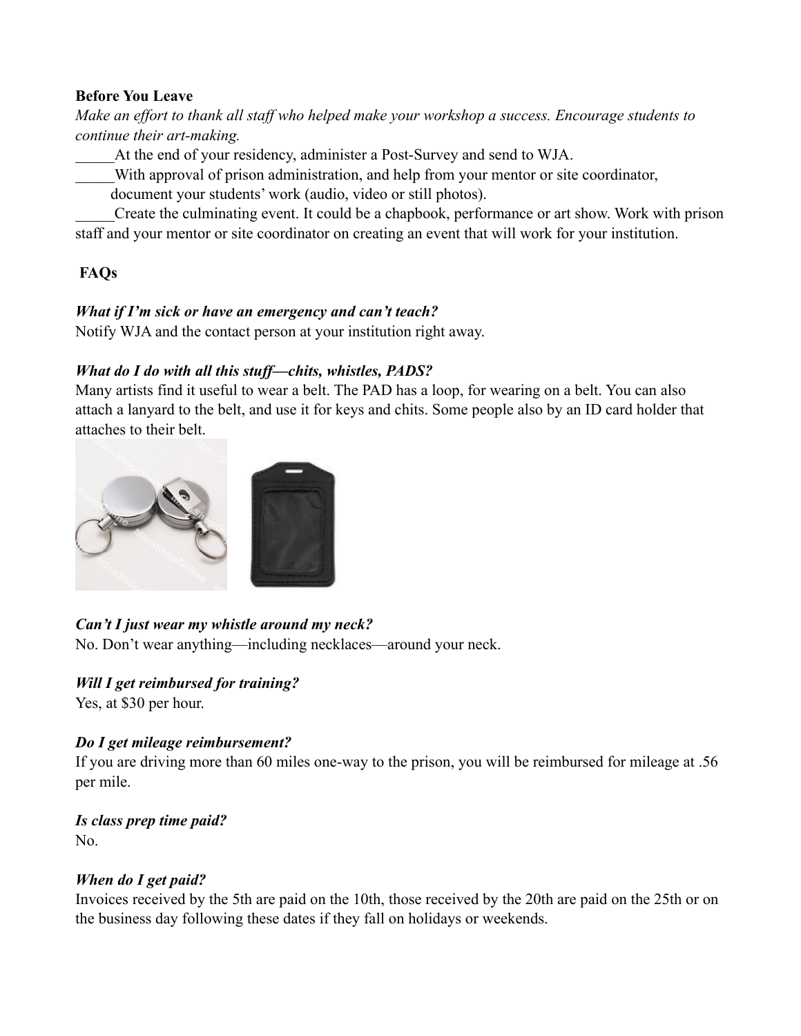**Before You Leave**

*Make an effort to thank all staff who helped make your workshop a success. Encourage students to continue their art-making.*

_____At the end of your residency, administer a Post-Survey and send to WJA.

_____With approval of prison administration, and help from your mentor or site coordinator, document your students' work (audio, video or still photos).

_____Create the culminating event. It could be a chapbook, performance or art show. Work with prison staff and your mentor or site coordinator on creating an event that will work for your institution.

**FAQs**

***What if I'm sick or have an emergency and can't teach?***

Notify WJA and the contact person at your institution right away.

***What do I do with all this stuff—chits, whistles, PADS?***

Many artists find it useful to wear a belt. The PAD has a loop, for wearing on a belt. You can also attach a lanyard to the belt, and use it for keys and chits. Some people also by an ID card holder that attaches to their belt.

***Can't I just wear my whistle around my neck?***

No. Don't wear anything—including necklaces—around your neck.

***Will I get reimbursed for training?***

Yes, at $30 per hour.

***Do I get mileage reimbursement?***

If you are driving more than 60 miles one-way to the prison, you will be reimbursed for mileage at .56 per mile.

***Is class prep time paid?***

No.

***When do I get paid?***

Invoices received by the 5th are paid on the 10th, those received by the 20th are paid on the 25th or on the business day following these dates if they fall on holidays or weekends.